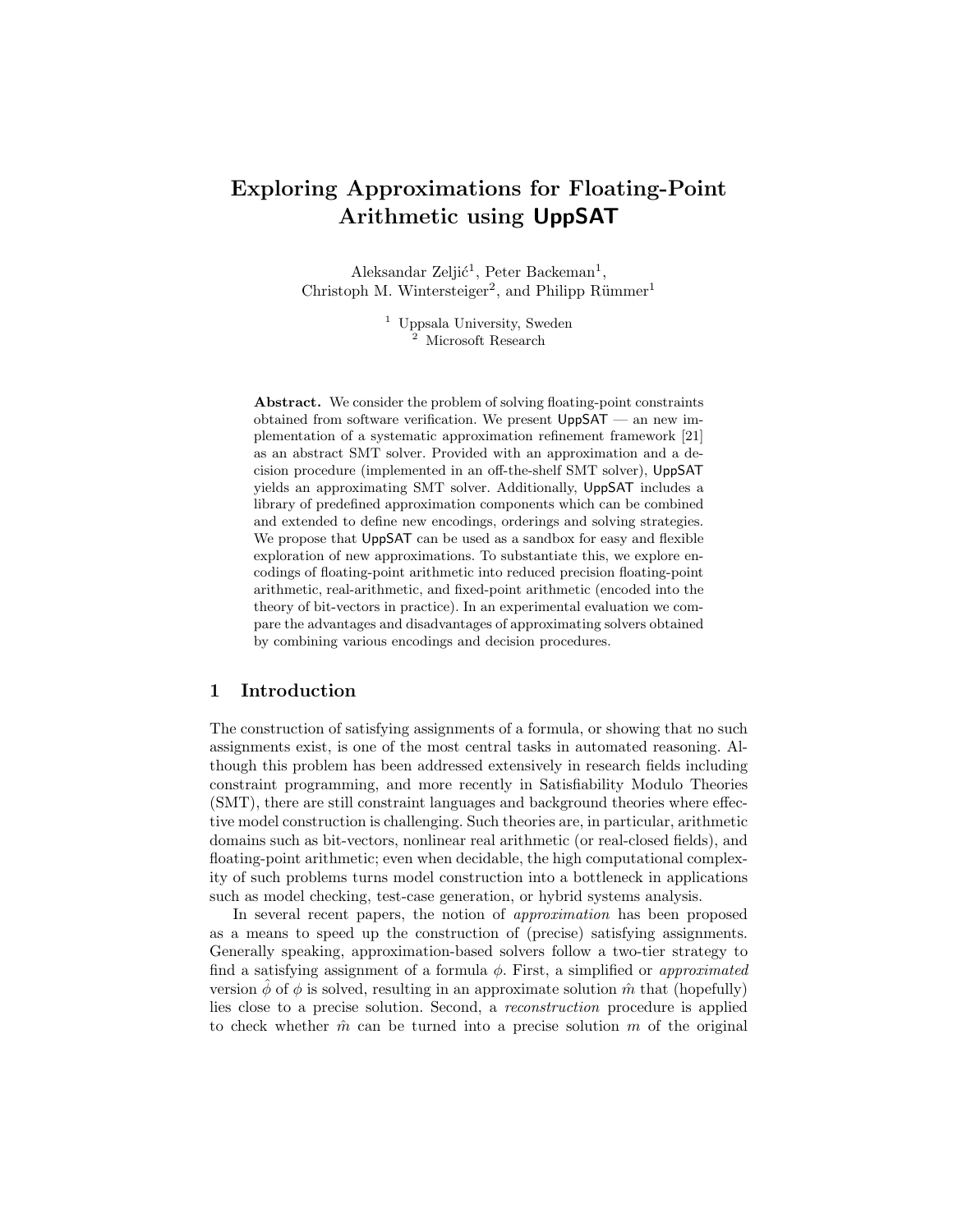# Exploring Approximations for Floating-Point Arithmetic using UppSAT

Aleksandar Zeljić[1], Peter Backeman[1], Christoph M. Wintersteiger[2], and Philipp Rümmer[1]

[1] Uppsala University, Sweden
[2] Microsoft Research

**Abstract.** We consider the problem of solving floating-point constraints obtained from software verification. We present UppSAT — an new implementation of a systematic approximation refinement framework [21] as an abstract SMT solver. Provided with an approximation and a decision procedure (implemented in an off-the-shelf SMT solver), UppSAT yields an approximating SMT solver. Additionally, UppSAT includes a library of predefined approximation components which can be combined and extended to define new encodings, orderings and solving strategies. We propose that UppSAT can be used as a sandbox for easy and flexible exploration of new approximations. To substantiate this, we explore encodings of floating-point arithmetic into reduced precision floating-point arithmetic, real-arithmetic, and fixed-point arithmetic (encoded into the theory of bit-vectors in practice). In an experimental evaluation we compare the advantages and disadvantages of approximating solvers obtained by combining various encodings and decision procedures.

## 1 Introduction

The construction of satisfying assignments of a formula, or showing that no such assignments exist, is one of the most central tasks in automated reasoning. Although this problem has been addressed extensively in research fields including constraint programming, and more recently in Satisfiability Modulo Theories (SMT), there are still constraint languages and background theories where effective model construction is challenging. Such theories are, in particular, arithmetic domains such as bit-vectors, nonlinear real arithmetic (or real-closed fields), and floating-point arithmetic; even when decidable, the high computational complexity of such problems turns model construction into a bottleneck in applications such as model checking, test-case generation, or hybrid systems analysis.

In several recent papers, the notion of *approximation* has been proposed as a means to speed up the construction of (precise) satisfying assignments. Generally speaking, approximation-based solvers follow a two-tier strategy to find a satisfying assignment of a formula $\phi$. First, a simplified or *approximated* version $\hat{\phi}$ of $\phi$ is solved, resulting in an approximate solution $\hat{m}$ that (hopefully) lies close to a precise solution. Second, a *reconstruction* procedure is applied to check whether $\hat{m}$ can be turned into a precise solution $m$ of the original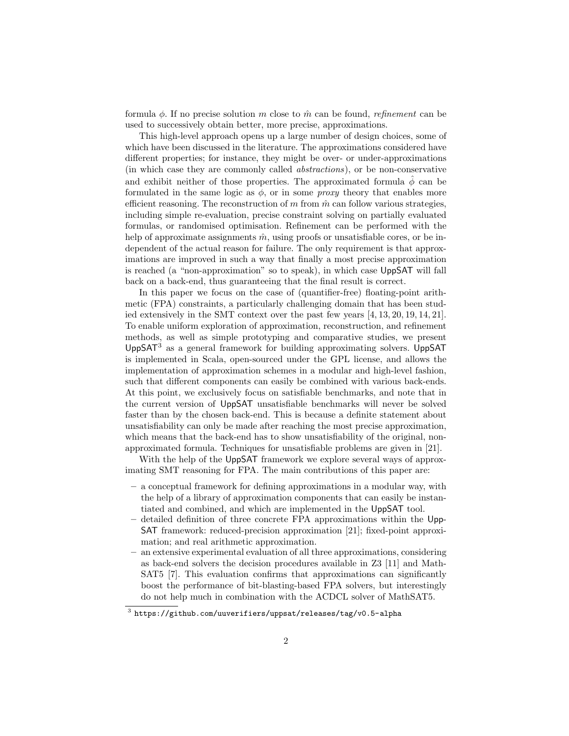formula $\phi$. If no precise solution $m$ close to $\hat{m}$ can be found, *refinement* can be used to successively obtain better, more precise, approximations.

This high-level approach opens up a large number of design choices, some of which have been discussed in the literature. The approximations considered have different properties; for instance, they might be over- or under-approximations (in which case they are commonly called *abstractions*), or be non-conservative and exhibit neither of those properties. The approximated formula $\hat{\phi}$ can be formulated in the same logic as $\phi$, or in some *proxy* theory that enables more efficient reasoning. The reconstruction of $m$ from $\hat{m}$ can follow various strategies, including simple re-evaluation, precise constraint solving on partially evaluated formulas, or randomised optimisation. Refinement can be performed with the help of approximate assignments $\hat{m}$, using proofs or unsatisfiable cores, or be independent of the actual reason for failure. The only requirement is that approximations are improved in such a way that finally a most precise approximation is reached (a "non-approximation" so to speak), in which case UppSAT will fall back on a back-end, thus guaranteeing that the final result is correct.

In this paper we focus on the case of (quantifier-free) floating-point arithmetic (FPA) constraints, a particularly challenging domain that has been studied extensively in the SMT context over the past few years [4, 13, 20, 19, 14, 21]. To enable uniform exploration of approximation, reconstruction, and refinement methods, as well as simple prototyping and comparative studies, we present UppSAT[3] as a general framework for building approximating solvers. UppSAT is implemented in Scala, open-sourced under the GPL license, and allows the implementation of approximation schemes in a modular and high-level fashion, such that different components can easily be combined with various back-ends. At this point, we exclusively focus on satisfiable benchmarks, and note that in the current version of UppSAT unsatisfiable benchmarks will never be solved faster than by the chosen back-end. This is because a definite statement about unsatisfiability can only be made after reaching the most precise approximation, which means that the back-end has to show unsatisfiability of the original, non-approximated formula. Techniques for unsatisfiable problems are given in [21].

With the help of the UppSAT framework we explore several ways of approximating SMT reasoning for FPA. The main contributions of this paper are:

- a conceptual framework for defining approximations in a modular way, with the help of a library of approximation components that can easily be instantiated and combined, and which are implemented in the UppSAT tool.
- detailed definition of three concrete FPA approximations within the UppSAT framework: reduced-precision approximation [21]; fixed-point approximation; and real arithmetic approximation.
- an extensive experimental evaluation of all three approximations, considering as back-end solvers the decision procedures available in Z3 [11] and MathSAT5 [7]. This evaluation confirms that approximations can significantly boost the performance of bit-blasting-based FPA solvers, but interestingly do not help much in combination with the ACDCL solver of MathSAT5.

[3] https://github.com/uuverifiers/uppsat/releases/tag/v0.5-alpha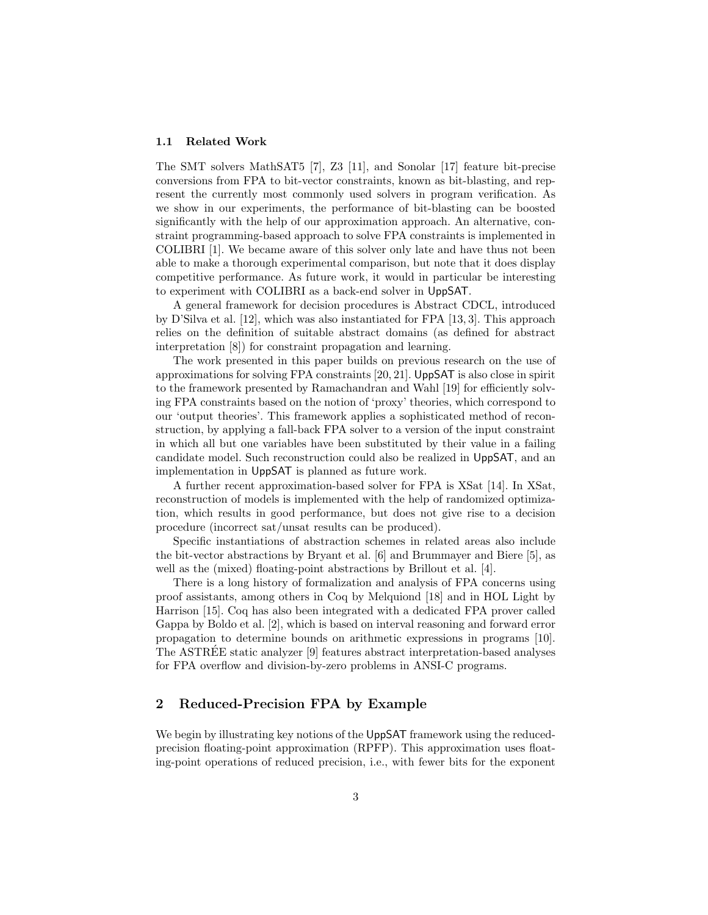### 1.1 Related Work

The SMT solvers MathSAT5 [7], Z3 [11], and Sonolar [17] feature bit-precise conversions from FPA to bit-vector constraints, known as bit-blasting, and represent the currently most commonly used solvers in program verification. As we show in our experiments, the performance of bit-blasting can be boosted significantly with the help of our approximation approach. An alternative, constraint programming-based approach to solve FPA constraints is implemented in COLIBRI [1]. We became aware of this solver only late and have thus not been able to make a thorough experimental comparison, but note that it does display competitive performance. As future work, it would in particular be interesting to experiment with COLIBRI as a back-end solver in UppSAT.

A general framework for decision procedures is Abstract CDCL, introduced by D'Silva et al. [12], which was also instantiated for FPA [13, 3]. This approach relies on the definition of suitable abstract domains (as defined for abstract interpretation [8]) for constraint propagation and learning.

The work presented in this paper builds on previous research on the use of approximations for solving FPA constraints [20, 21]. UppSAT is also close in spirit to the framework presented by Ramachandran and Wahl [19] for efficiently solving FPA constraints based on the notion of 'proxy' theories, which correspond to our 'output theories'. This framework applies a sophisticated method of reconstruction, by applying a fall-back FPA solver to a version of the input constraint in which all but one variables have been substituted by their value in a failing candidate model. Such reconstruction could also be realized in UppSAT, and an implementation in UppSAT is planned as future work.

A further recent approximation-based solver for FPA is XSat [14]. In XSat, reconstruction of models is implemented with the help of randomized optimization, which results in good performance, but does not give rise to a decision procedure (incorrect sat/unsat results can be produced).

Specific instantiations of abstraction schemes in related areas also include the bit-vector abstractions by Bryant et al. [6] and Brummayer and Biere [5], as well as the (mixed) floating-point abstractions by Brillout et al. [4].

There is a long history of formalization and analysis of FPA concerns using proof assistants, among others in Coq by Melquiond [18] and in HOL Light by Harrison [15]. Coq has also been integrated with a dedicated FPA prover called Gappa by Boldo et al. [2], which is based on interval reasoning and forward error propagation to determine bounds on arithmetic expressions in programs [10]. The ASTRÉE static analyzer [9] features abstract interpretation-based analyses for FPA overflow and division-by-zero problems in ANSI-C programs.

## 2 Reduced-Precision FPA by Example

We begin by illustrating key notions of the UppSAT framework using the reduced-precision floating-point approximation (RPFP). This approximation uses floating-point operations of reduced precision, i.e., with fewer bits for the exponent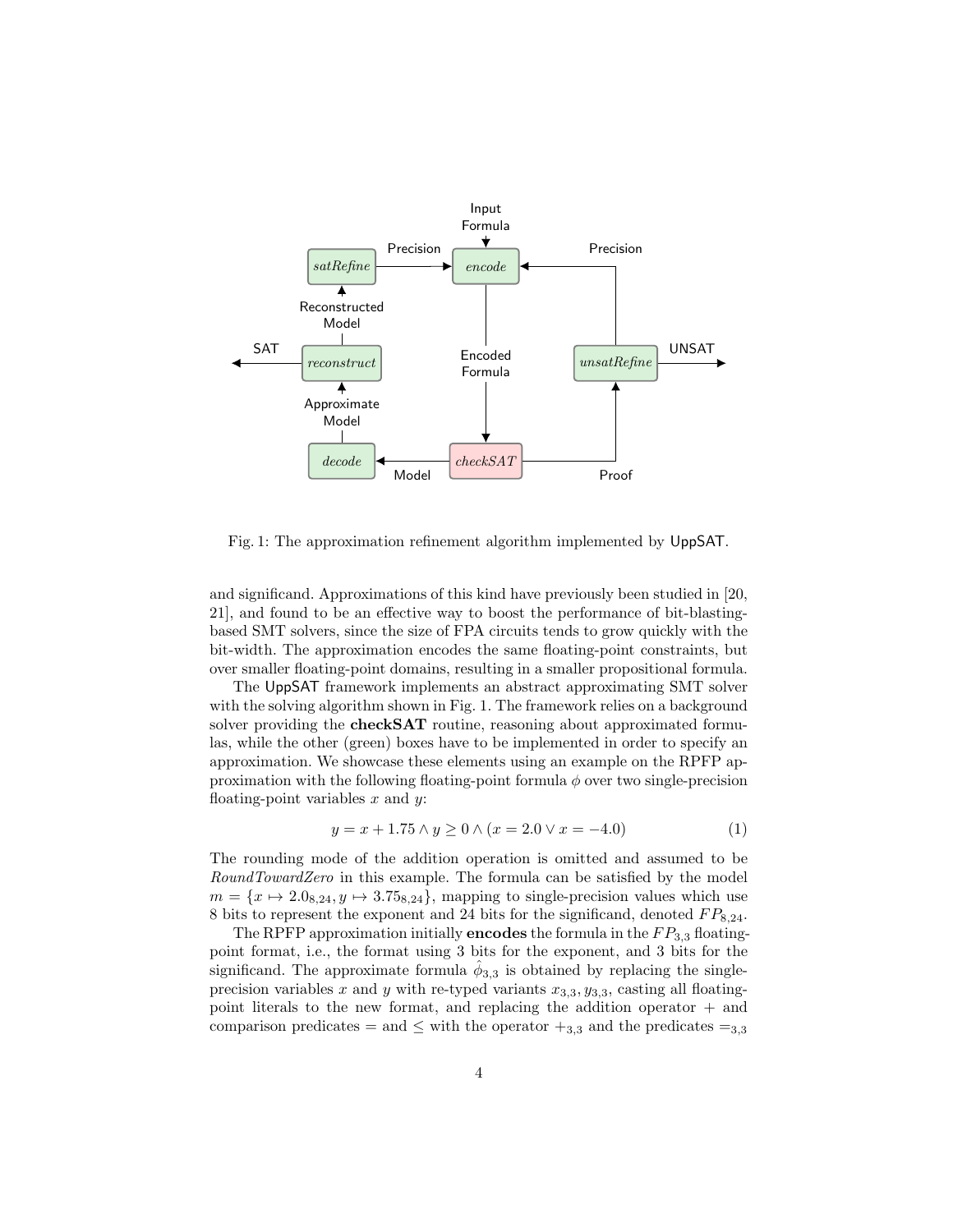Fig. 1: The approximation refinement algorithm implemented by UppSAT.

and significand. Approximations of this kind have previously been studied in [20, 21], and found to be an effective way to boost the performance of bit-blasting-based SMT solvers, since the size of FPA circuits tends to grow quickly with the bit-width. The approximation encodes the same floating-point constraints, but over smaller floating-point domains, resulting in a smaller propositional formula.

The UppSAT framework implements an abstract approximating SMT solver with the solving algorithm shown in Fig. 1. The framework relies on a background solver providing the **checkSAT** routine, reasoning about approximated formulas, while the other (green) boxes have to be implemented in order to specify an approximation. We showcase these elements using an example on the RPFP approximation with the following floating-point formula $\phi$ over two single-precision floating-point variables $x$ and $y$:

$$y = x + 1.75 \wedge y \geq 0 \wedge (x = 2.0 \vee x = -4.0) \tag{1}$$

The rounding mode of the addition operation is omitted and assumed to be *RoundTowardZero* in this example. The formula can be satisfied by the model $m = \{x \mapsto 2.0_{8,24}, y \mapsto 3.75_{8,24}\}$, mapping to single-precision values which use 8 bits to represent the exponent and 24 bits for the significand, denoted $FP_{8,24}$.

The RPFP approximation initially **encodes** the formula in the $FP_{3,3}$ floating-point format, i.e., the format using 3 bits for the exponent, and 3 bits for the significand. The approximate formula $\hat{\phi}_{3,3}$ is obtained by replacing the single-precision variables $x$ and $y$ with re-typed variants $x_{3,3}, y_{3,3}$, casting all floating-point literals to the new format, and replacing the addition operator $+$ and comparison predicates $=$ and $\leq$ with the operator $+_{3,3}$ and the predicates $=_{3,3}$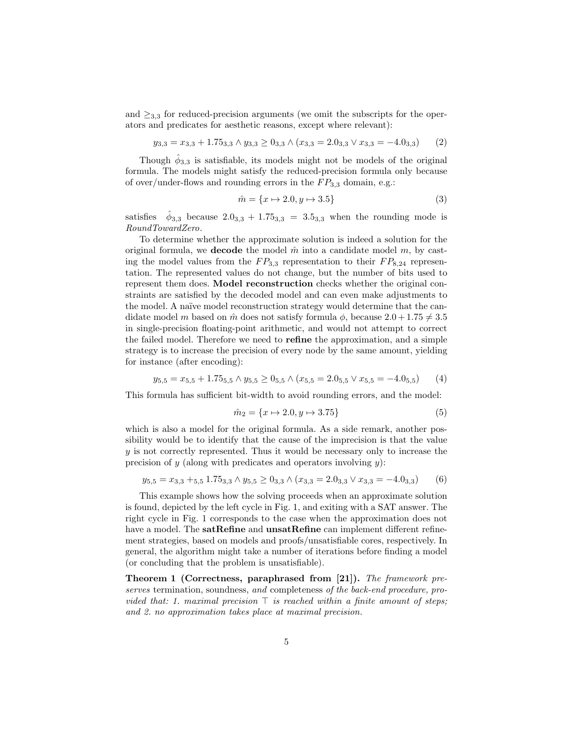and $\geq_{3,3}$ for reduced-precision arguments (we omit the subscripts for the operators and predicates for aesthetic reasons, except where relevant):

$$y_{3,3} = x_{3,3} + 1.75_{3,3} \wedge y_{3,3} \geq 0_{3,3} \wedge (x_{3,3} = 2.0_{3,3} \vee x_{3,3} = -4.0_{3,3}) \tag{2}$$

Though $\hat{\phi}_{3,3}$ is satisfiable, its models might not be models of the original formula. The models might satisfy the reduced-precision formula only because of over/under-flows and rounding errors in the $FP_{3,3}$ domain, e.g.:

$$\hat{m} = \{x \mapsto 2.0, y \mapsto 3.5\} \tag{3}$$

satisfies $\hat{\phi}_{3,3}$ because $2.0_{3,3} + 1.75_{3,3} = 3.5_{3,3}$ when the rounding mode is *RoundTowardZero*.

To determine whether the approximate solution is indeed a solution for the original formula, we **decode** the model $\hat{m}$ into a candidate model $m$, by casting the model values from the $FP_{3,3}$ representation to their $FP_{8,24}$ representation. The represented values do not change, but the number of bits used to represent them does. **Model reconstruction** checks whether the original constraints are satisfied by the decoded model and can even make adjustments to the model. A naïve model reconstruction strategy would determine that the candidate model $m$ based on $\hat{m}$ does not satisfy formula $\phi$, because $2.0 + 1.75 \neq 3.5$ in single-precision floating-point arithmetic, and would not attempt to correct the failed model. Therefore we need to **refine** the approximation, and a simple strategy is to increase the precision of every node by the same amount, yielding for instance (after encoding):

$$y_{5,5} = x_{5,5} + 1.75_{5,5} \wedge y_{5,5} \geq 0_{5,5} \wedge (x_{5,5} = 2.0_{5,5} \vee x_{5,5} = -4.0_{5,5}) \tag{4}$$

This formula has sufficient bit-width to avoid rounding errors, and the model:

$$\hat{m}_2 = \{x \mapsto 2.0, y \mapsto 3.75\} \tag{5}$$

which is also a model for the original formula. As a side remark, another possibility would be to identify that the cause of the imprecision is that the value $y$ is not correctly represented. Thus it would be necessary only to increase the precision of $y$ (along with predicates and operators involving $y$):

$$y_{5,5} = x_{3,3} +_{5,5} 1.75_{3,3} \wedge y_{5,5} \geq 0_{3,3} \wedge (x_{3,3} = 2.0_{3,3} \vee x_{3,3} = -4.0_{3,3}) \tag{6}$$

This example shows how the solving proceeds when an approximate solution is found, depicted by the left cycle in Fig. 1, and exiting with a SAT answer. The right cycle in Fig. 1 corresponds to the case when the approximation does not have a model. The **satRefine** and **unsatRefine** can implement different refinement strategies, based on models and proofs/unsatisfiable cores, respectively. In general, the algorithm might take a number of iterations before finding a model (or concluding that the problem is unsatisfiable).

**Theorem 1 (Correctness, paraphrased from [21]).** *The framework preserves* termination, soundness, *and* completeness *of the back-end procedure, provided that: 1. maximal precision* $\top$ *is reached within a finite amount of steps; and 2. no approximation takes place at maximal precision.*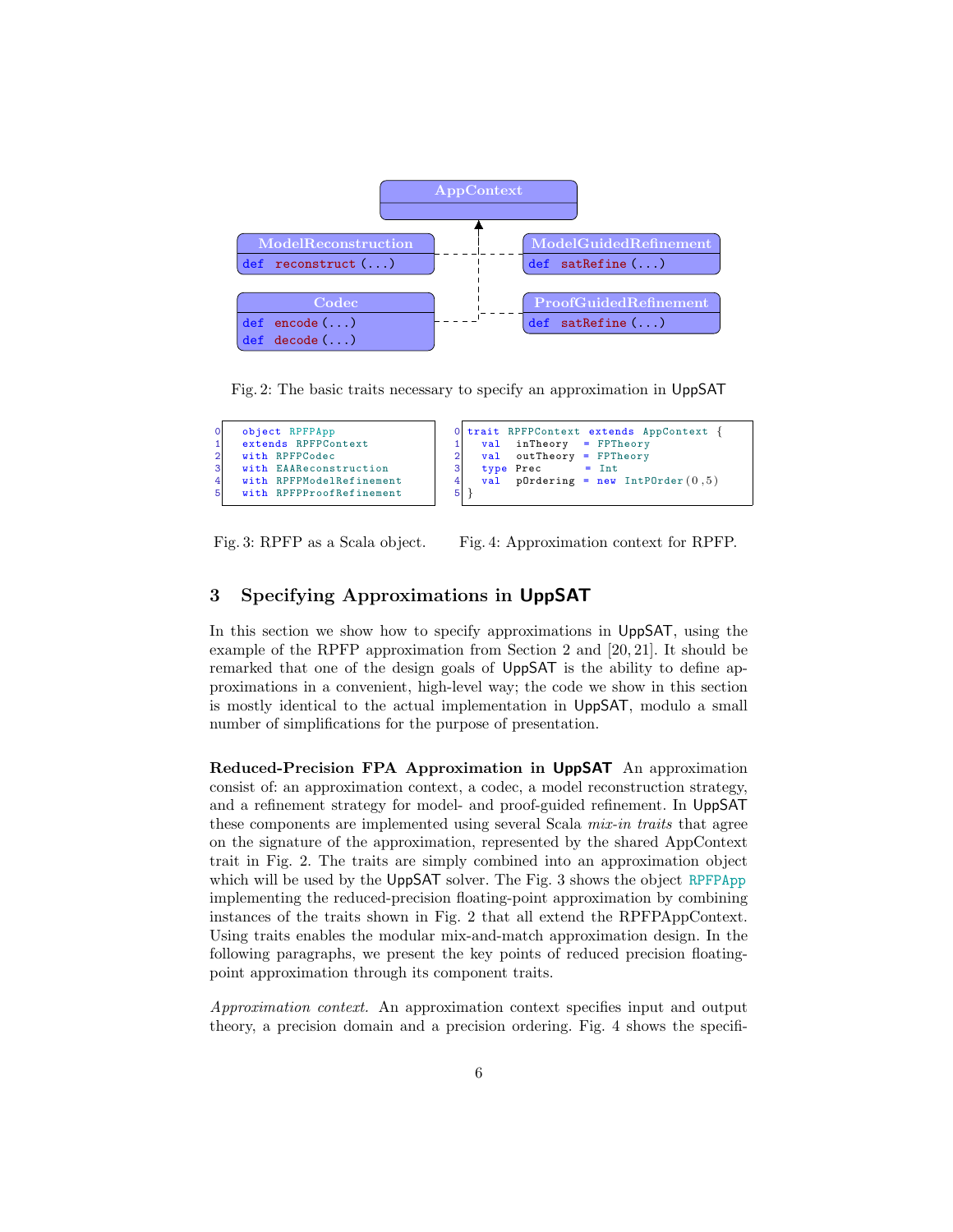AppContext

| ModelReconstruction |
| --- |
| def reconstruct (...) |

| ModelGuidedRefinement |
| --- |
| def satRefine (...) |

| Codec |
| --- |
| def encode (...) |
| def decode (...) |

| ProofGuidedRefinement |
| --- |
| def satRefine (...) |

Fig. 2: The basic traits necessary to specify an approximation in UppSAT

```
0   object RPFPApp
1   extends RPFPContext
2   with RPFPCodec
3   with EAAReconstruction
4   with RPFPModelRefinement
5   with RPFPProofRefinement
```

Fig. 3: RPFP as a Scala object.

```
0 trait RPFPContext extends AppContext {
1   val  inTheory  = FPTheory
2   val  outTheory = FPTheory
3   type Prec      = Int
4   val  pOrdering = new IntPOrder(0,5)
5 }
```

Fig. 4: Approximation context for RPFP.

## 3 Specifying Approximations in UppSAT

In this section we show how to specify approximations in UppSAT, using the example of the RPFP approximation from Section 2 and [20, 21]. It should be remarked that one of the design goals of UppSAT is the ability to define approximations in a convenient, high-level way; the code we show in this section is mostly identical to the actual implementation in UppSAT, modulo a small number of simplifications for the purpose of presentation.

**Reduced-Precision FPA Approximation in UppSAT** An approximation consist of: an approximation context, a codec, a model reconstruction strategy, and a refinement strategy for model- and proof-guided refinement. In UppSAT these components are implemented using several Scala *mix-in traits* that agree on the signature of the approximation, represented by the shared AppContext trait in Fig. 2. The traits are simply combined into an approximation object which will be used by the UppSAT solver. The Fig. 3 shows the object RPFPApp implementing the reduced-precision floating-point approximation by combining instances of the traits shown in Fig. 2 that all extend the RPFPAppContext. Using traits enables the modular mix-and-match approximation design. In the following paragraphs, we present the key points of reduced precision floating-point approximation through its component traits.

*Approximation context.* An approximation context specifies input and output theory, a precision domain and a precision ordering. Fig. 4 shows the specifi-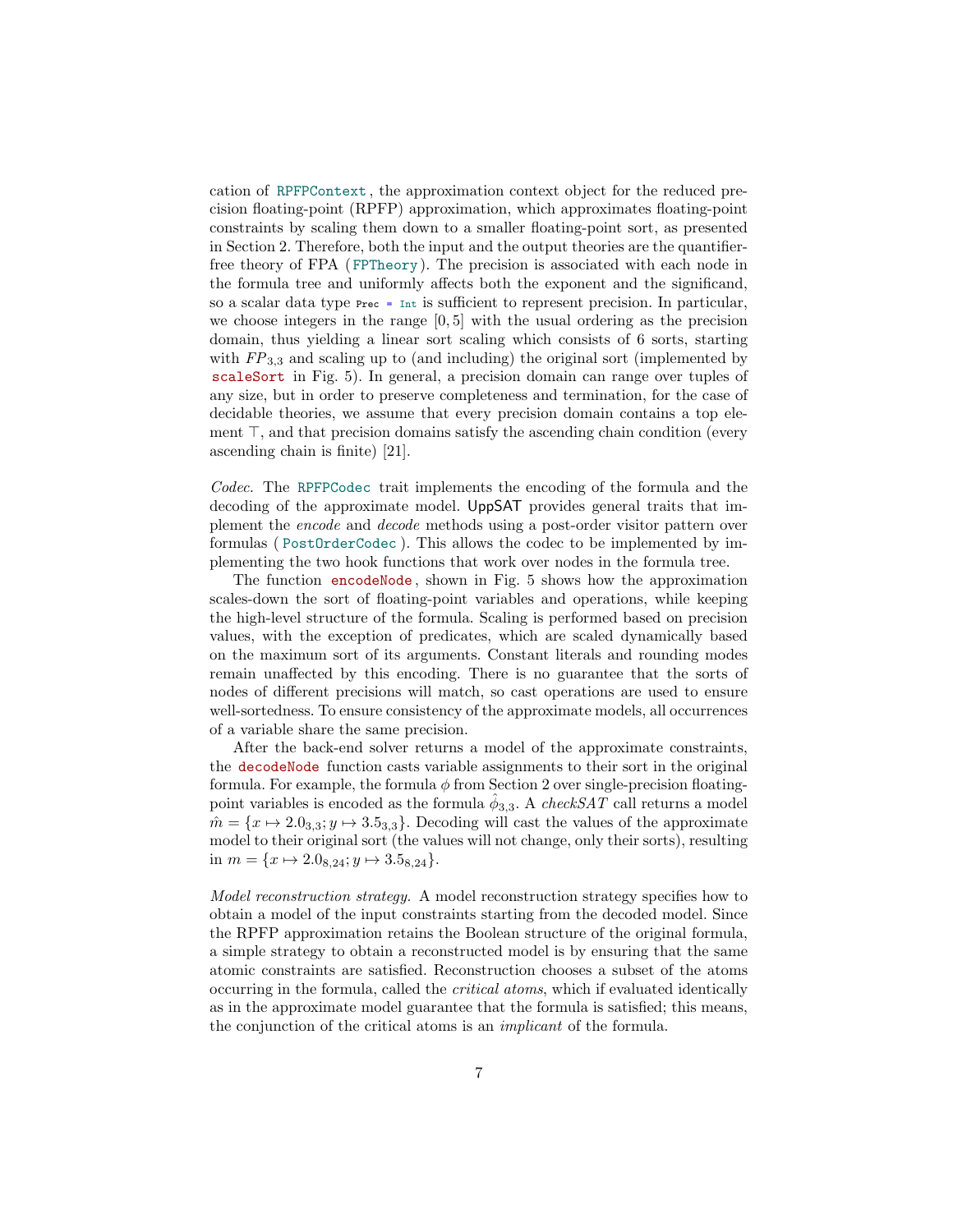cation of `RPFPContext`, the approximation context object for the reduced precision floating-point (RPFP) approximation, which approximates floating-point constraints by scaling them down to a smaller floating-point sort, as presented in Section 2. Therefore, both the input and the output theories are the quantifier-free theory of FPA (`FPTheory`). The precision is associated with each node in the formula tree and uniformly affects both the exponent and the significand, so a scalar data type `Prec = Int` is sufficient to represent precision. In particular, we choose integers in the range $[0, 5]$ with the usual ordering as the precision domain, thus yielding a linear sort scaling which consists of 6 sorts, starting with $FP_{3,3}$ and scaling up to (and including) the original sort (implemented by `scaleSort` in Fig. 5). In general, a precision domain can range over tuples of any size, but in order to preserve completeness and termination, for the case of decidable theories, we assume that every precision domain contains a top element $\top$, and that precision domains satisfy the ascending chain condition (every ascending chain is finite) [21].

*Codec.* The `RPFPCodec` trait implements the encoding of the formula and the decoding of the approximate model. UppSAT provides general traits that implement the *encode* and *decode* methods using a post-order visitor pattern over formulas ( `PostOrderCodec` ). This allows the codec to be implemented by implementing the two hook functions that work over nodes in the formula tree.

The function `encodeNode`, shown in Fig. 5 shows how the approximation scales-down the sort of floating-point variables and operations, while keeping the high-level structure of the formula. Scaling is performed based on precision values, with the exception of predicates, which are scaled dynamically based on the maximum sort of its arguments. Constant literals and rounding modes remain unaffected by this encoding. There is no guarantee that the sorts of nodes of different precisions will match, so cast operations are used to ensure well-sortedness. To ensure consistency of the approximate models, all occurrences of a variable share the same precision.

After the back-end solver returns a model of the approximate constraints, the `decodeNode` function casts variable assignments to their sort in the original formula. For example, the formula $\phi$ from Section 2 over single-precision floating-point variables is encoded as the formula $\hat{\phi}_{3,3}$. A *checkSAT* call returns a model $\hat{m} = \{x \mapsto 2.0_{3,3}; y \mapsto 3.5_{3,3}\}$. Decoding will cast the values of the approximate model to their original sort (the values will not change, only their sorts), resulting in $m = \{x \mapsto 2.0_{8,24}; y \mapsto 3.5_{8,24}\}$.

*Model reconstruction strategy.* A model reconstruction strategy specifies how to obtain a model of the input constraints starting from the decoded model. Since the RPFP approximation retains the Boolean structure of the original formula, a simple strategy to obtain a reconstructed model is by ensuring that the same atomic constraints are satisfied. Reconstruction chooses a subset of the atoms occurring in the formula, called the *critical atoms*, which if evaluated identically as in the approximate model guarantee that the formula is satisfied; this means, the conjunction of the critical atoms is an *implicant* of the formula.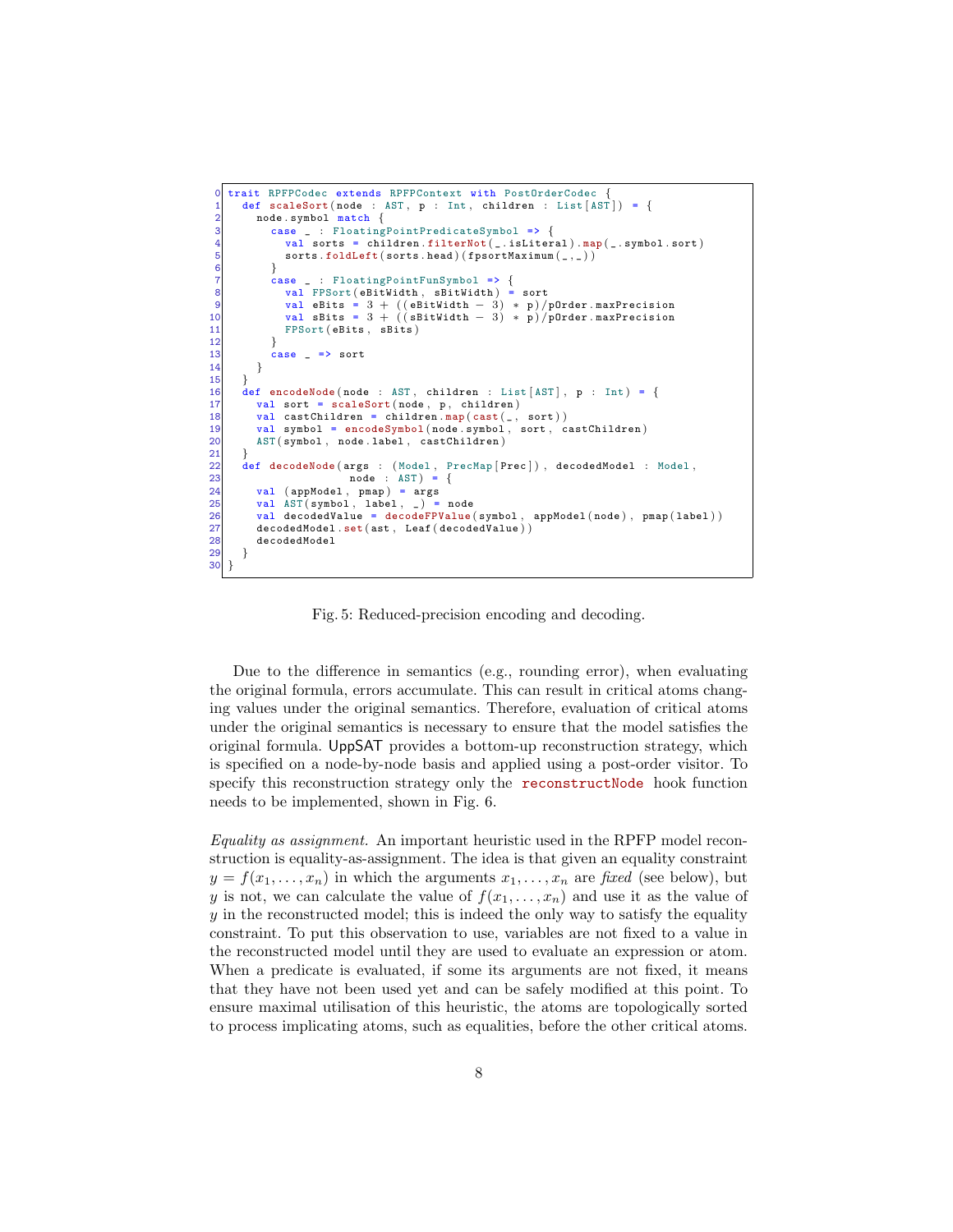```scala
trait RPFPCodec extends RPFPContext with PostOrderCodec {
  def scaleSort(node : AST, p : Int, children : List[AST]) = {
    node.symbol match {
      case _ : FloatingPointPredicateSymbol => {
        val sorts = children.filterNot(_.isLiteral).map(_.symbol.sort)
        sorts.foldLeft(sorts.head)(fpsortMaximum(_,_))
      }
      case _ : FloatingPointFunSymbol => {
        val FPSort(eBitWidth, sBitWidth) = sort
        val eBits = 3 + ((eBitWidth - 3) * p)/pOrder.maxPrecision
        val sBits = 3 + ((sBitWidth - 3) * p)/pOrder.maxPrecision
        FPSort(eBits, sBits)
      }
      case _ => sort
    }
  }
  def encodeNode(node : AST, children : List[AST], p : Int) = {
    val sort = scaleSort(node, p, children)
    val castChildren = children.map(cast(_, sort))
    val symbol = encodeSymbol(node.symbol, sort, castChildren)
    AST(symbol, node.label, castChildren)
  }
  def decodeNode(args : (Model, PrecMap[Prec]), decodedModel : Model,
                 node : AST) = {
    val (appModel, pmap) = args
    val AST(symbol, label, _) = node
    val decodedValue = decodeFPValue(symbol, appModel(node), pmap(label))
    decodedModel.set(ast, Leaf(decodedValue))
    decodedModel
  }
}
```

Fig. 5: Reduced-precision encoding and decoding.

Due to the difference in semantics (e.g., rounding error), when evaluating the original formula, errors accumulate. This can result in critical atoms changing values under the original semantics. Therefore, evaluation of critical atoms under the original semantics is necessary to ensure that the model satisfies the original formula. UppSAT provides a bottom-up reconstruction strategy, which is specified on a node-by-node basis and applied using a post-order visitor. To specify this reconstruction strategy only the `reconstructNode` hook function needs to be implemented, shown in Fig. 6.

*Equality as assignment.* An important heuristic used in the RPFP model reconstruction is equality-as-assignment. The idea is that given an equality constraint $y = f(x_1, \ldots, x_n)$ in which the arguments $x_1, \ldots, x_n$ are *fixed* (see below), but $y$ is not, we can calculate the value of $f(x_1, \ldots, x_n)$ and use it as the value of $y$ in the reconstructed model; this is indeed the only way to satisfy the equality constraint. To put this observation to use, variables are not fixed to a value in the reconstructed model until they are used to evaluate an expression or atom. When a predicate is evaluated, if some its arguments are not fixed, it means that they have not been used yet and can be safely modified at this point. To ensure maximal utilisation of this heuristic, the atoms are topologically sorted to process implicating atoms, such as equalities, before the other critical atoms.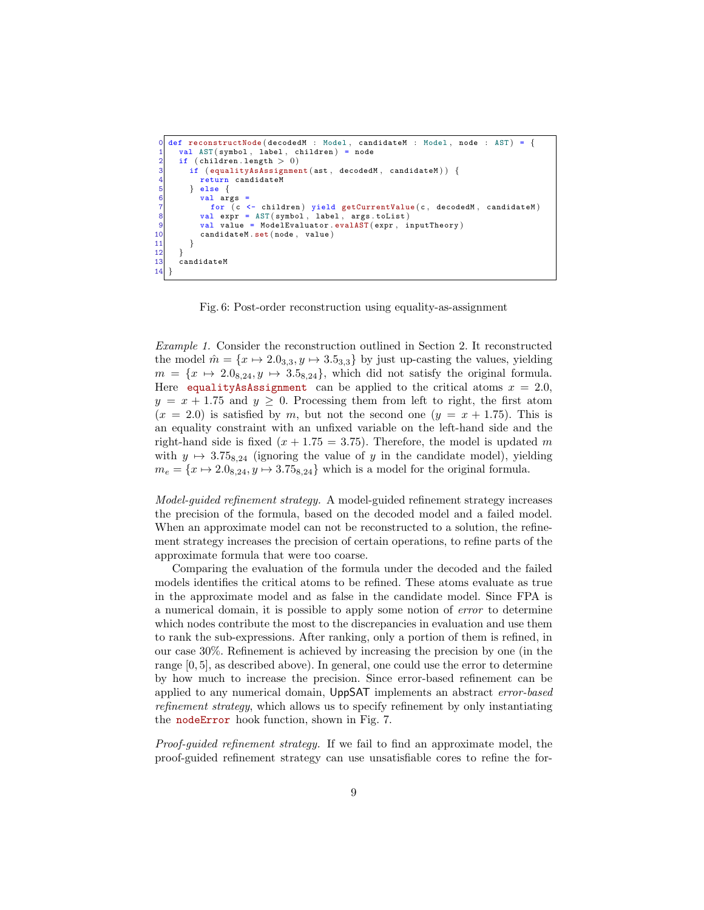```
0 def reconstructNode(decodedM : Model, candidateM : Model, node : AST) = {
1   val AST(symbol, label, children) = node
2   if (children.length > 0)
3     if (equalityAsAssignment(ast, decodedM, candidateM)) {
4       return candidateM
5     } else {
6       val args =
7         for (c <- children) yield getCurrentValue(c, decodedM, candidateM)
8       val expr = AST(symbol, label, args.toList)
9       val value = ModelEvaluator.evalAST(expr, inputTheory)
10      candidateM.set(node, value)
11    }
12  }
13  candidateM
14 }
```

Fig. 6: Post-order reconstruction using equality-as-assignment

*Example 1.* Consider the reconstruction outlined in Section 2. It reconstructed the model $\hat{m} = \{x \mapsto 2.0_{3,3}, y \mapsto 3.5_{3,3}\}$ by just up-casting the values, yielding $m = \{x \mapsto 2.0_{8,24}, y \mapsto 3.5_{8,24}\}$, which did not satisfy the original formula. Here `equalityAsAssignment` can be applied to the critical atoms $x = 2.0$, $y = x + 1.75$ and $y \geq 0$. Processing them from left to right, the first atom ($x = 2.0$) is satisfied by $m$, but not the second one ($y = x + 1.75$). This is an equality constraint with an unfixed variable on the left-hand side and the right-hand side is fixed ($x + 1.75 = 3.75$). Therefore, the model is updated $m$ with $y \mapsto 3.75_{8,24}$ (ignoring the value of $y$ in the candidate model), yielding $m_e = \{x \mapsto 2.0_{8,24}, y \mapsto 3.75_{8,24}\}$ which is a model for the original formula.

*Model-guided refinement strategy.* A model-guided refinement strategy increases the precision of the formula, based on the decoded model and a failed model. When an approximate model can not be reconstructed to a solution, the refinement strategy increases the precision of certain operations, to refine parts of the approximate formula that were too coarse.

Comparing the evaluation of the formula under the decoded and the failed models identifies the critical atoms to be refined. These atoms evaluate as true in the approximate model and as false in the candidate model. Since FPA is a numerical domain, it is possible to apply some notion of *error* to determine which nodes contribute the most to the discrepancies in evaluation and use them to rank the sub-expressions. After ranking, only a portion of them is refined, in our case 30%. Refinement is achieved by increasing the precision by one (in the range $[0, 5]$, as described above). In general, one could use the error to determine by how much to increase the precision. Since error-based refinement can be applied to any numerical domain, UppSAT implements an abstract *error-based refinement strategy*, which allows us to specify refinement by only instantiating the `nodeError` hook function, shown in Fig. 7.

*Proof-guided refinement strategy.* If we fail to find an approximate model, the proof-guided refinement strategy can use unsatisfiable cores to refine the for-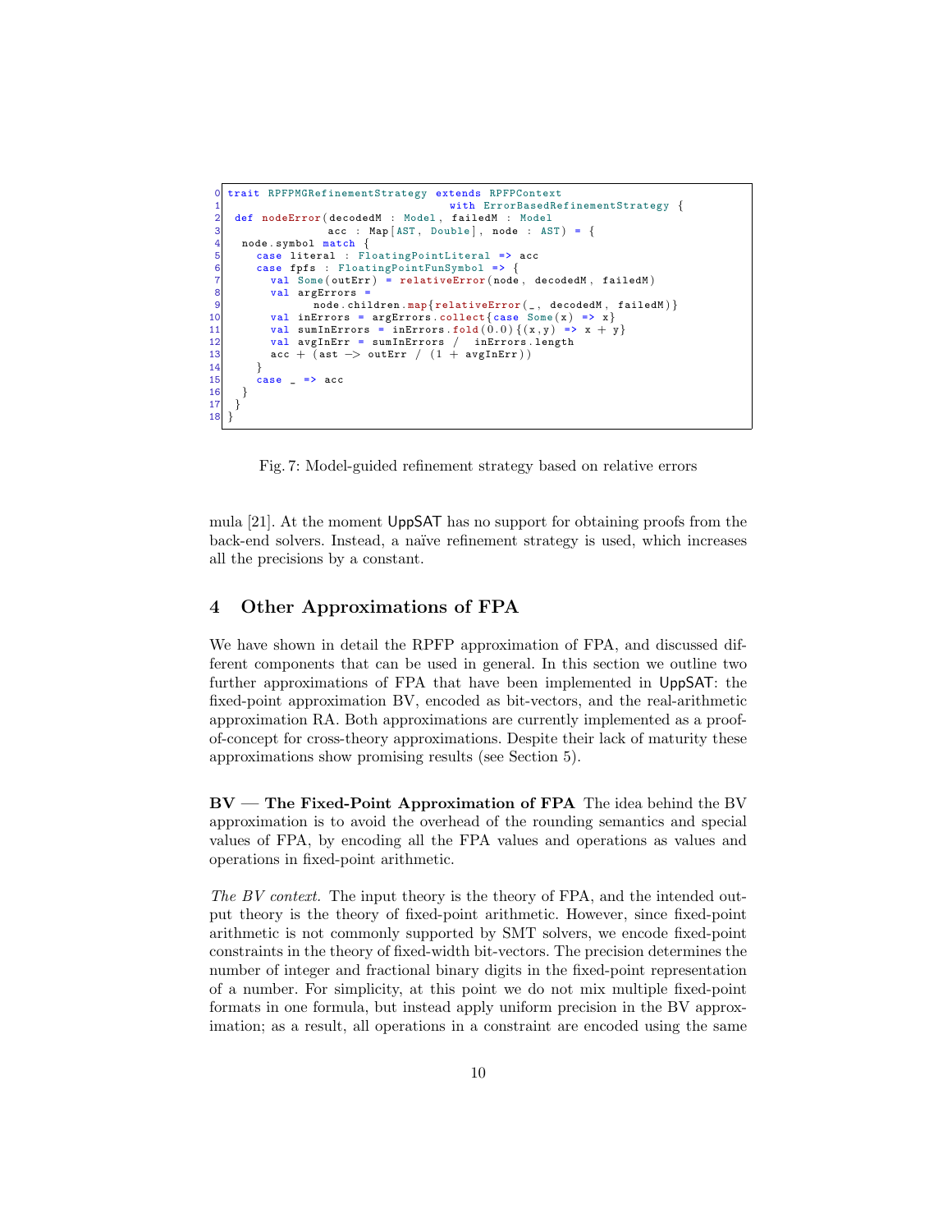```
trait RPFPMGRefinementStrategy extends RPFPContext
                                with ErrorBasedRefinementStrategy {
 def nodeError(decodedM : Model, failedM : Model
               acc : Map[AST, Double], node : AST) = {
  node.symbol match {
    case literal : FloatingPointLiteral => acc
    case fpfs : FloatingPointFunSymbol => {
      val Some(outErr) = relativeError(node, decodedM, failedM)
      val argErrors =
            node.children.map{relativeError(_, decodedM, failedM)}
      val inErrors = argErrors.collect{case Some(x) => x}
      val sumInErrors = inErrors.fold(0.0){(x,y) => x + y}
      val avgInErr = sumInErrors /  inErrors.length
      acc + (ast -> outErr / (1 + avgInErr))
    }
    case _ => acc
  }
 }
}
```

Fig. 7: Model-guided refinement strategy based on relative errors

mula [21]. At the moment UppSAT has no support for obtaining proofs from the back-end solvers. Instead, a naïve refinement strategy is used, which increases all the precisions by a constant.

## 4 Other Approximations of FPA

We have shown in detail the RPFP approximation of FPA, and discussed different components that can be used in general. In this section we outline two further approximations of FPA that have been implemented in UppSAT: the fixed-point approximation BV, encoded as bit-vectors, and the real-arithmetic approximation RA. Both approximations are currently implemented as a proof-of-concept for cross-theory approximations. Despite their lack of maturity these approximations show promising results (see Section 5).

**BV — The Fixed-Point Approximation of FPA** The idea behind the BV approximation is to avoid the overhead of the rounding semantics and special values of FPA, by encoding all the FPA values and operations as values and operations in fixed-point arithmetic.

*The BV context.* The input theory is the theory of FPA, and the intended output theory is the theory of fixed-point arithmetic. However, since fixed-point arithmetic is not commonly supported by SMT solvers, we encode fixed-point constraints in the theory of fixed-width bit-vectors. The precision determines the number of integer and fractional binary digits in the fixed-point representation of a number. For simplicity, at this point we do not mix multiple fixed-point formats in one formula, but instead apply uniform precision in the BV approximation; as a result, all operations in a constraint are encoded using the same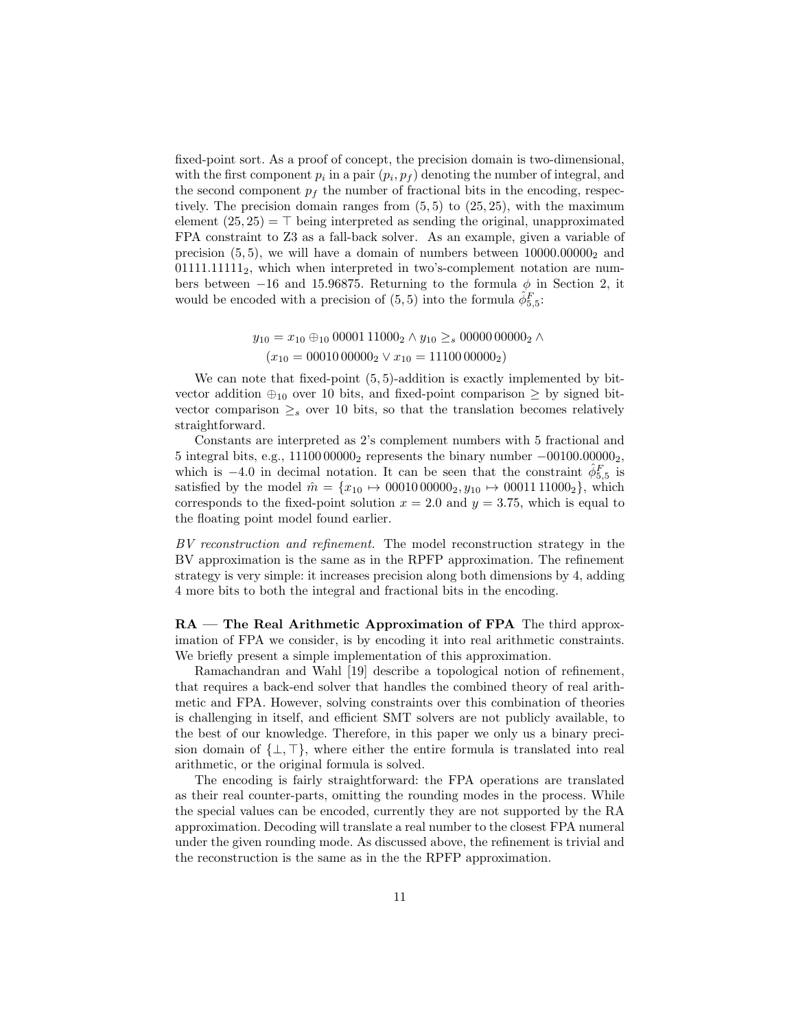fixed-point sort. As a proof of concept, the precision domain is two-dimensional, with the first component $p_i$ in a pair $(p_i, p_f)$ denoting the number of integral, and the second component $p_f$ the number of fractional bits in the encoding, respectively. The precision domain ranges from $(5, 5)$ to $(25, 25)$, with the maximum element $(25, 25) = \top$ being interpreted as sending the original, unapproximated FPA constraint to Z3 as a fall-back solver. As an example, given a variable of precision $(5, 5)$, we will have a domain of numbers between $10000.00000_2$ and $01111.11111_2$, which when interpreted in two's-complement notation are numbers between $-16$ and $15.96875$. Returning to the formula $\phi$ in Section 2, it would be encoded with a precision of $(5, 5)$ into the formula $\hat{\phi}^F_{5,5}$:

$$y_{10} = x_{10} \oplus_{10} 00001\,11000_2 \wedge y_{10} \geq_s 00000\,00000_2 \wedge$$
$$(x_{10} = 00010\,00000_2 \vee x_{10} = 11100\,00000_2)$$

We can note that fixed-point $(5, 5)$-addition is exactly implemented by bit-vector addition $\oplus_{10}$ over 10 bits, and fixed-point comparison $\geq$ by signed bit-vector comparison $\geq_s$ over 10 bits, so that the translation becomes relatively straightforward.

Constants are interpreted as 2's complement numbers with 5 fractional and 5 integral bits, e.g., $11100\,00000_2$ represents the binary number $-00100.00000_2$, which is $-4.0$ in decimal notation. It can be seen that the constraint $\hat{\phi}^F_{5,5}$ is satisfied by the model $\hat{m} = \{x_{10} \mapsto 00010\,00000_2, y_{10} \mapsto 00011\,11000_2\}$, which corresponds to the fixed-point solution $x = 2.0$ and $y = 3.75$, which is equal to the floating point model found earlier.

*BV reconstruction and refinement.* The model reconstruction strategy in the BV approximation is the same as in the RPFP approximation. The refinement strategy is very simple: it increases precision along both dimensions by 4, adding 4 more bits to both the integral and fractional bits in the encoding.

**RA — The Real Arithmetic Approximation of FPA** The third approximation of FPA we consider, is by encoding it into real arithmetic constraints. We briefly present a simple implementation of this approximation.

Ramachandran and Wahl [19] describe a topological notion of refinement, that requires a back-end solver that handles the combined theory of real arithmetic and FPA. However, solving constraints over this combination of theories is challenging in itself, and efficient SMT solvers are not publicly available, to the best of our knowledge. Therefore, in this paper we only us a binary precision domain of $\{\perp, \top\}$, where either the entire formula is translated into real arithmetic, or the original formula is solved.

The encoding is fairly straightforward: the FPA operations are translated as their real counter-parts, omitting the rounding modes in the process. While the special values can be encoded, currently they are not supported by the RA approximation. Decoding will translate a real number to the closest FPA numeral under the given rounding mode. As discussed above, the refinement is trivial and the reconstruction is the same as in the the RPFP approximation.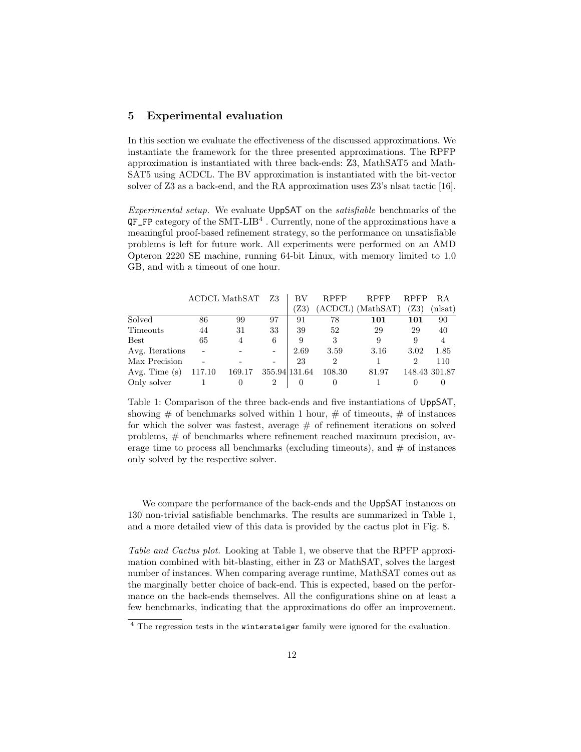## 5 Experimental evaluation

In this section we evaluate the effectiveness of the discussed approximations. We instantiate the framework for the three presented approximations. The RPFP approximation is instantiated with three back-ends: Z3, MathSAT5 and MathSAT5 using ACDCL. The BV approximation is instantiated with the bit-vector solver of Z3 as a back-end, and the RA approximation uses Z3's nlsat tactic [16].

*Experimental setup.* We evaluate UppSAT on the *satisfiable* benchmarks of the `QF_FP` category of the SMT-LIB[4] . Currently, none of the approximations have a meaningful proof-based refinement strategy, so the performance on unsatisfiable problems is left for future work. All experiments were performed on an AMD Opteron 2220 SE machine, running 64-bit Linux, with memory limited to 1.0 GB, and with a timeout of one hour.

| | ACDCL | MathSAT | Z3 | BV (Z3) | RPFP (ACDCL) | RPFP (MathSAT) | RPFP (Z3) | RA (nlsat) |
|---|---|---|---|---|---|---|---|---|
| Solved | 86 | 99 | 97 | 91 | 78 | **101** | **101** | 90 |
| Timeouts | 44 | 31 | 33 | 39 | 52 | 29 | 29 | 40 |
| Best | 65 | 4 | 6 | 9 | 3 | 9 | 9 | 4 |
| Avg. Iterations | - | - | - | 2.69 | 3.59 | 3.16 | 3.02 | 1.85 |
| Max Precision | - | - | - | 23 | 2 | 1 | 2 | 110 |
| Avg. Time (s) | 117.10 | 169.17 | 355.94 | 131.64 | 108.30 | 81.97 | 148.43 | 301.87 |
| Only solver | 1 | 0 | 2 | 0 | 0 | 1 | 0 | 0 |

Table 1: Comparison of the three back-ends and five instantiations of UppSAT, showing # of benchmarks solved within 1 hour, # of timeouts, # of instances for which the solver was fastest, average # of refinement iterations on solved problems, # of benchmarks where refinement reached maximum precision, average time to process all benchmarks (excluding timeouts), and # of instances only solved by the respective solver.

We compare the performance of the back-ends and the UppSAT instances on 130 non-trivial satisfiable benchmarks. The results are summarized in Table 1, and a more detailed view of this data is provided by the cactus plot in Fig. 8.

*Table and Cactus plot.* Looking at Table 1, we observe that the RPFP approximation combined with bit-blasting, either in Z3 or MathSAT, solves the largest number of instances. When comparing average runtime, MathSAT comes out as the marginally better choice of back-end. This is expected, based on the performance on the back-ends themselves. All the configurations shine on at least a few benchmarks, indicating that the approximations do offer an improvement.

[4] The regression tests in the `wintersteiger` family were ignored for the evaluation.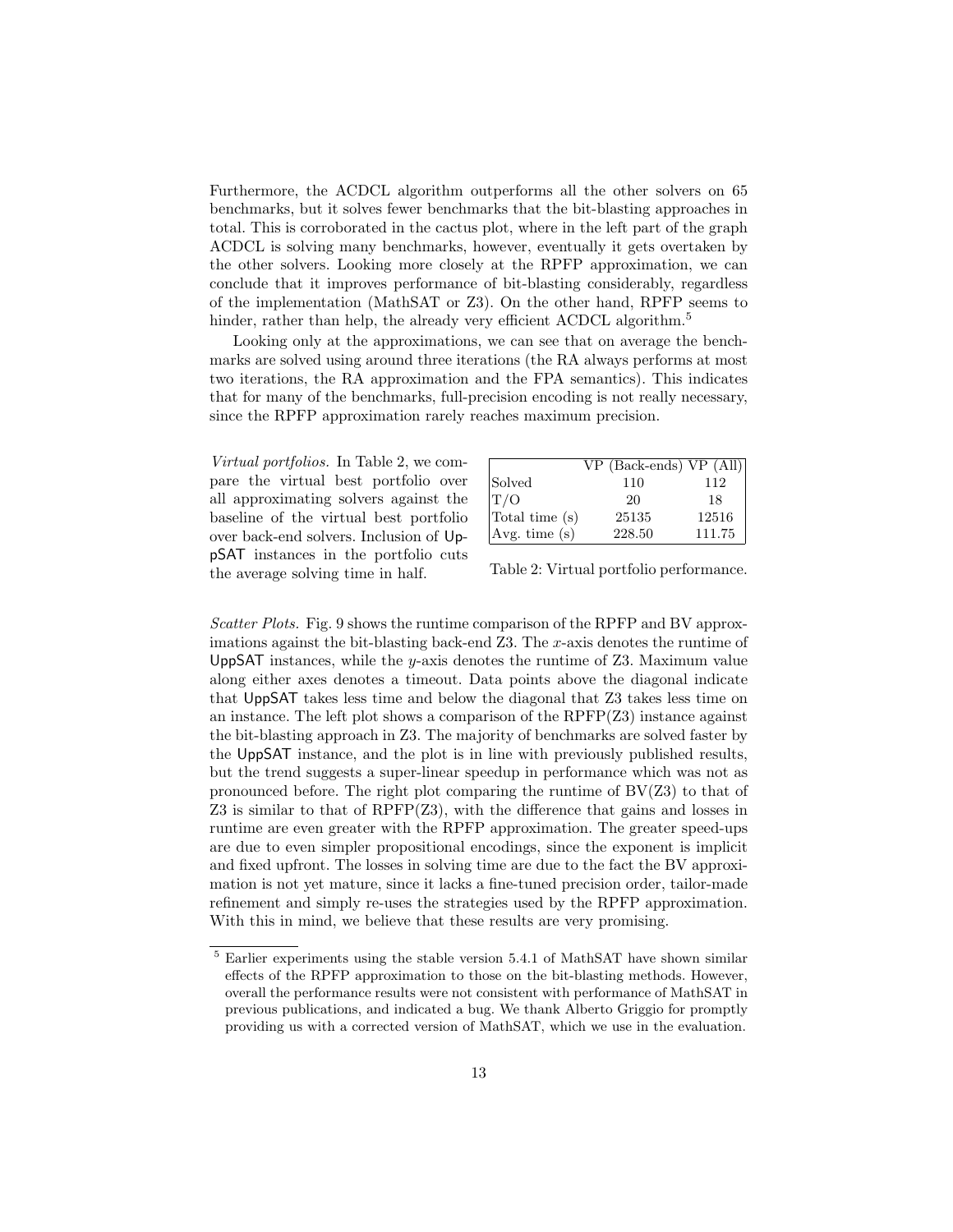Furthermore, the ACDCL algorithm outperforms all the other solvers on 65 benchmarks, but it solves fewer benchmarks that the bit-blasting approaches in total. This is corroborated in the cactus plot, where in the left part of the graph ACDCL is solving many benchmarks, however, eventually it gets overtaken by the other solvers. Looking more closely at the RPFP approximation, we can conclude that it improves performance of bit-blasting considerably, regardless of the implementation (MathSAT or Z3). On the other hand, RPFP seems to hinder, rather than help, the already very efficient ACDCL algorithm.[5]

Looking only at the approximations, we can see that on average the benchmarks are solved using around three iterations (the RA always performs at most two iterations, the RA approximation and the FPA semantics). This indicates that for many of the benchmarks, full-precision encoding is not really necessary, since the RPFP approximation rarely reaches maximum precision.

*Virtual portfolios.* In Table 2, we compare the virtual best portfolio over all approximating solvers against the baseline of the virtual best portfolio over back-end solvers. Inclusion of UppSAT instances in the portfolio cuts the average solving time in half.

| | VP (Back-ends) | VP (All) |
|---|---|---|
| Solved | 110 | 112 |
| T/O | 20 | 18 |
| Total time (s) | 25135 | 12516 |
| Avg. time (s) | 228.50 | 111.75 |

Table 2: Virtual portfolio performance.

*Scatter Plots.* Fig. 9 shows the runtime comparison of the RPFP and BV approximations against the bit-blasting back-end Z3. The $x$-axis denotes the runtime of UppSAT instances, while the $y$-axis denotes the runtime of Z3. Maximum value along either axes denotes a timeout. Data points above the diagonal indicate that UppSAT takes less time and below the diagonal that Z3 takes less time on an instance. The left plot shows a comparison of the RPFP(Z3) instance against the bit-blasting approach in Z3. The majority of benchmarks are solved faster by the UppSAT instance, and the plot is in line with previously published results, but the trend suggests a super-linear speedup in performance which was not as pronounced before. The right plot comparing the runtime of BV(Z3) to that of Z3 is similar to that of RPFP(Z3), with the difference that gains and losses in runtime are even greater with the RPFP approximation. The greater speed-ups are due to even simpler propositional encodings, since the exponent is implicit and fixed upfront. The losses in solving time are due to the fact the BV approximation is not yet mature, since it lacks a fine-tuned precision order, tailor-made refinement and simply re-uses the strategies used by the RPFP approximation. With this in mind, we believe that these results are very promising.

[5] Earlier experiments using the stable version 5.4.1 of MathSAT have shown similar effects of the RPFP approximation to those on the bit-blasting methods. However, overall the performance results were not consistent with performance of MathSAT in previous publications, and indicated a bug. We thank Alberto Griggio for promptly providing us with a corrected version of MathSAT, which we use in the evaluation.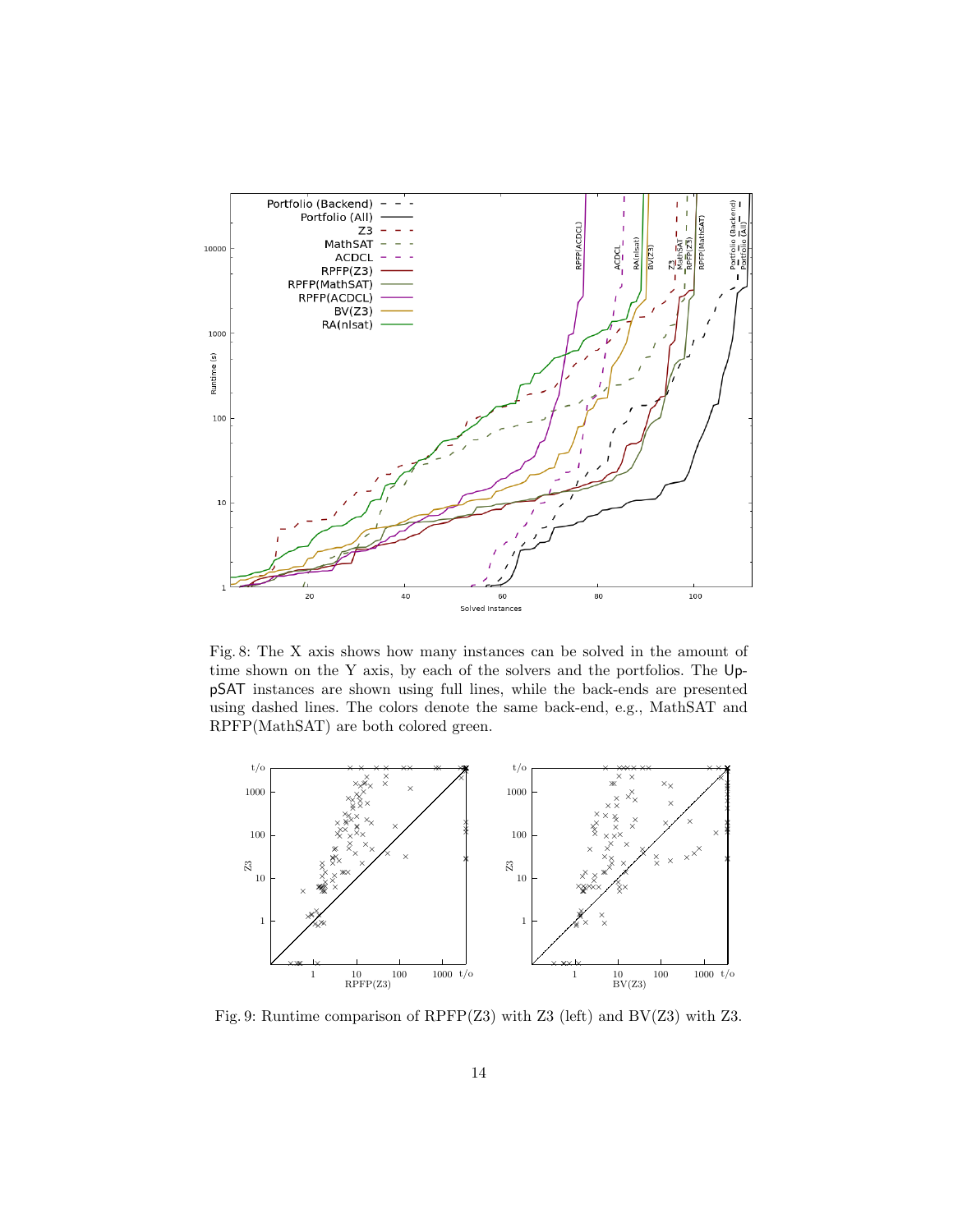Fig. 8: The X axis shows how many instances can be solved in the amount of time shown on the Y axis, by each of the solvers and the portfolios. The UppSAT instances are shown using full lines, while the back-ends are presented using dashed lines. The colors denote the same back-end, e.g., MathSAT and RPFP(MathSAT) are both colored green.

Fig. 9: Runtime comparison of RPFP(Z3) with Z3 (left) and BV(Z3) with Z3.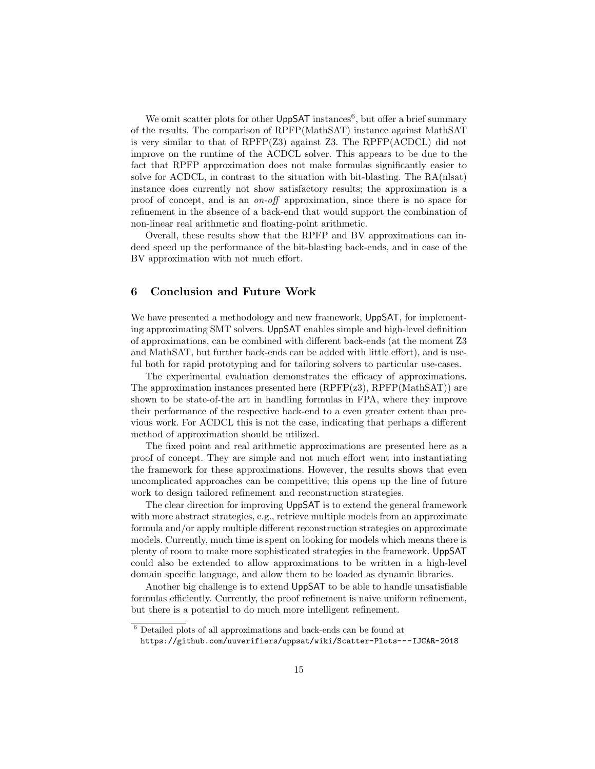We omit scatter plots for other UppSAT instances[6], but offer a brief summary of the results. The comparison of RPFP(MathSAT) instance against MathSAT is very similar to that of RPFP(Z3) against Z3. The RPFP(ACDCL) did not improve on the runtime of the ACDCL solver. This appears to be due to the fact that RPFP approximation does not make formulas significantly easier to solve for ACDCL, in contrast to the situation with bit-blasting. The RA(nlsat) instance does currently not show satisfactory results; the approximation is a proof of concept, and is an *on-off* approximation, since there is no space for refinement in the absence of a back-end that would support the combination of non-linear real arithmetic and floating-point arithmetic.

Overall, these results show that the RPFP and BV approximations can indeed speed up the performance of the bit-blasting back-ends, and in case of the BV approximation with not much effort.

## 6 Conclusion and Future Work

We have presented a methodology and new framework, UppSAT, for implementing approximating SMT solvers. UppSAT enables simple and high-level definition of approximations, can be combined with different back-ends (at the moment Z3 and MathSAT, but further back-ends can be added with little effort), and is useful both for rapid prototyping and for tailoring solvers to particular use-cases.

The experimental evaluation demonstrates the efficacy of approximations. The approximation instances presented here (RPFP(z3), RPFP(MathSAT)) are shown to be state-of-the art in handling formulas in FPA, where they improve their performance of the respective back-end to a even greater extent than previous work. For ACDCL this is not the case, indicating that perhaps a different method of approximation should be utilized.

The fixed point and real arithmetic approximations are presented here as a proof of concept. They are simple and not much effort went into instantiating the framework for these approximations. However, the results shows that even uncomplicated approaches can be competitive; this opens up the line of future work to design tailored refinement and reconstruction strategies.

The clear direction for improving UppSAT is to extend the general framework with more abstract strategies, e.g., retrieve multiple models from an approximate formula and/or apply multiple different reconstruction strategies on approximate models. Currently, much time is spent on looking for models which means there is plenty of room to make more sophisticated strategies in the framework. UppSAT could also be extended to allow approximations to be written in a high-level domain specific language, and allow them to be loaded as dynamic libraries.

Another big challenge is to extend UppSAT to be able to handle unsatisfiable formulas efficiently. Currently, the proof refinement is naive uniform refinement, but there is a potential to do much more intelligent refinement.

---

[6] Detailed plots of all approximations and back-ends can be found at https://github.com/uuverifiers/uppsat/wiki/Scatter-Plots---IJCAR-2018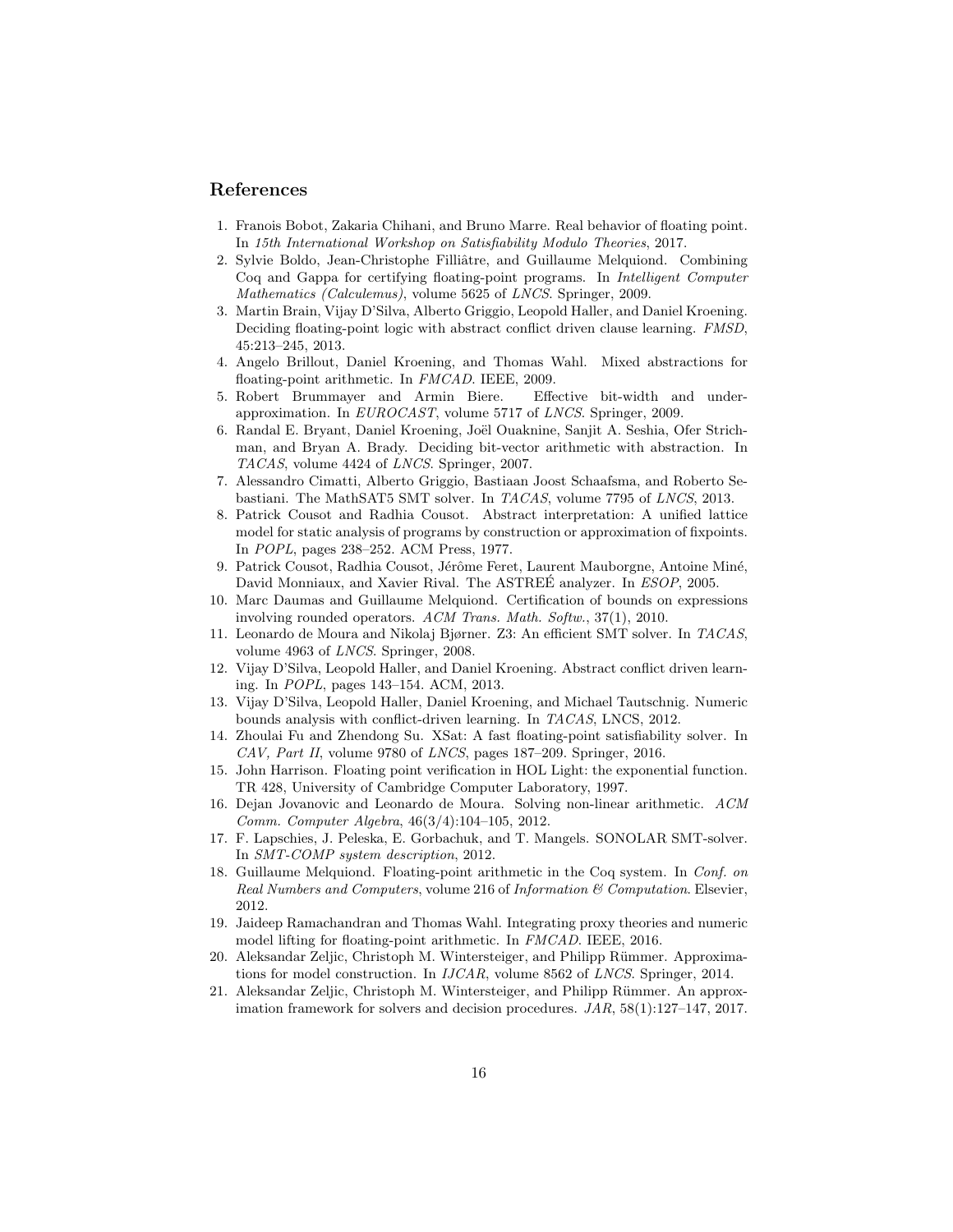## References

1. Franois Bobot, Zakaria Chihani, and Bruno Marre. Real behavior of floating point. In *15th International Workshop on Satisfiability Modulo Theories*, 2017.
2. Sylvie Boldo, Jean-Christophe Filliâtre, and Guillaume Melquiond. Combining Coq and Gappa for certifying floating-point programs. In *Intelligent Computer Mathematics (Calculemus)*, volume 5625 of *LNCS*. Springer, 2009.
3. Martin Brain, Vijay D'Silva, Alberto Griggio, Leopold Haller, and Daniel Kroening. Deciding floating-point logic with abstract conflict driven clause learning. *FMSD*, 45:213–245, 2013.
4. Angelo Brillout, Daniel Kroening, and Thomas Wahl. Mixed abstractions for floating-point arithmetic. In *FMCAD*. IEEE, 2009.
5. Robert Brummayer and Armin Biere. Effective bit-width and under-approximation. In *EUROCAST*, volume 5717 of *LNCS*. Springer, 2009.
6. Randal E. Bryant, Daniel Kroening, Joël Ouaknine, Sanjit A. Seshia, Ofer Strichman, and Bryan A. Brady. Deciding bit-vector arithmetic with abstraction. In *TACAS*, volume 4424 of *LNCS*. Springer, 2007.
7. Alessandro Cimatti, Alberto Griggio, Bastiaan Joost Schaafsma, and Roberto Sebastiani. The MathSAT5 SMT solver. In *TACAS*, volume 7795 of *LNCS*, 2013.
8. Patrick Cousot and Radhia Cousot. Abstract interpretation: A unified lattice model for static analysis of programs by construction or approximation of fixpoints. In *POPL*, pages 238–252. ACM Press, 1977.
9. Patrick Cousot, Radhia Cousot, Jérôme Feret, Laurent Mauborgne, Antoine Miné, David Monniaux, and Xavier Rival. The ASTREÉ analyzer. In *ESOP*, 2005.
10. Marc Daumas and Guillaume Melquiond. Certification of bounds on expressions involving rounded operators. *ACM Trans. Math. Softw.*, 37(1), 2010.
11. Leonardo de Moura and Nikolaj Bjørner. Z3: An efficient SMT solver. In *TACAS*, volume 4963 of *LNCS*. Springer, 2008.
12. Vijay D'Silva, Leopold Haller, and Daniel Kroening. Abstract conflict driven learning. In *POPL*, pages 143–154. ACM, 2013.
13. Vijay D'Silva, Leopold Haller, Daniel Kroening, and Michael Tautschnig. Numeric bounds analysis with conflict-driven learning. In *TACAS*, LNCS, 2012.
14. Zhoulai Fu and Zhendong Su. XSat: A fast floating-point satisfiability solver. In *CAV, Part II*, volume 9780 of *LNCS*, pages 187–209. Springer, 2016.
15. John Harrison. Floating point verification in HOL Light: the exponential function. TR 428, University of Cambridge Computer Laboratory, 1997.
16. Dejan Jovanovic and Leonardo de Moura. Solving non-linear arithmetic. *ACM Comm. Computer Algebra*, 46(3/4):104–105, 2012.
17. F. Lapschies, J. Peleska, E. Gorbachuk, and T. Mangels. SONOLAR SMT-solver. In *SMT-COMP system description*, 2012.
18. Guillaume Melquiond. Floating-point arithmetic in the Coq system. In *Conf. on Real Numbers and Computers*, volume 216 of *Information & Computation*. Elsevier, 2012.
19. Jaideep Ramachandran and Thomas Wahl. Integrating proxy theories and numeric model lifting for floating-point arithmetic. In *FMCAD*. IEEE, 2016.
20. Aleksandar Zeljic, Christoph M. Wintersteiger, and Philipp Rümmer. Approximations for model construction. In *IJCAR*, volume 8562 of *LNCS*. Springer, 2014.
21. Aleksandar Zeljic, Christoph M. Wintersteiger, and Philipp Rümmer. An approximation framework for solvers and decision procedures. *JAR*, 58(1):127–147, 2017.